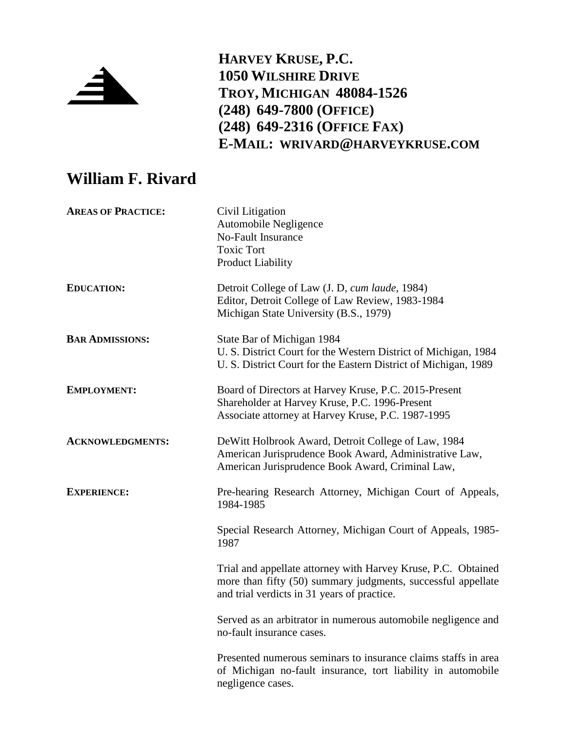**HARVEY KRUSE, P.C.**
**1050 WILSHIRE DRIVE**
**TROY, MICHIGAN 48084-1526**
**(248) 649-7800 (OFFICE)**
**(248) 649-2316 (OFFICE FAX)**
**E-MAIL: WRIVARD@HARVEYKRUSE.COM**

# William F. Rivard

**AREAS OF PRACTICE:**

Civil Litigation
Automobile Negligence
No-Fault Insurance
Toxic Tort
Product Liability

**EDUCATION:**

Detroit College of Law (J. D, *cum laude*, 1984)
Editor, Detroit College of Law Review, 1983-1984
Michigan State University (B.S., 1979)

**BAR ADMISSIONS:**

State Bar of Michigan 1984
U. S. District Court for the Western District of Michigan, 1984
U. S. District Court for the Eastern District of Michigan, 1989

**EMPLOYMENT:**

Board of Directors at Harvey Kruse, P.C. 2015-Present
Shareholder at Harvey Kruse, P.C. 1996-Present
Associate attorney at Harvey Kruse, P.C. 1987-1995

**ACKNOWLEDGMENTS:**

DeWitt Holbrook Award, Detroit College of Law, 1984
American Jurisprudence Book Award, Administrative Law,
American Jurisprudence Book Award, Criminal Law,

**EXPERIENCE:**

Pre-hearing Research Attorney, Michigan Court of Appeals, 1984-1985

Special Research Attorney, Michigan Court of Appeals, 1985-1987

Trial and appellate attorney with Harvey Kruse, P.C. Obtained more than fifty (50) summary judgments, successful appellate and trial verdicts in 31 years of practice.

Served as an arbitrator in numerous automobile negligence and no-fault insurance cases.

Presented numerous seminars to insurance claims staffs in area of Michigan no-fault insurance, tort liability in automobile negligence cases.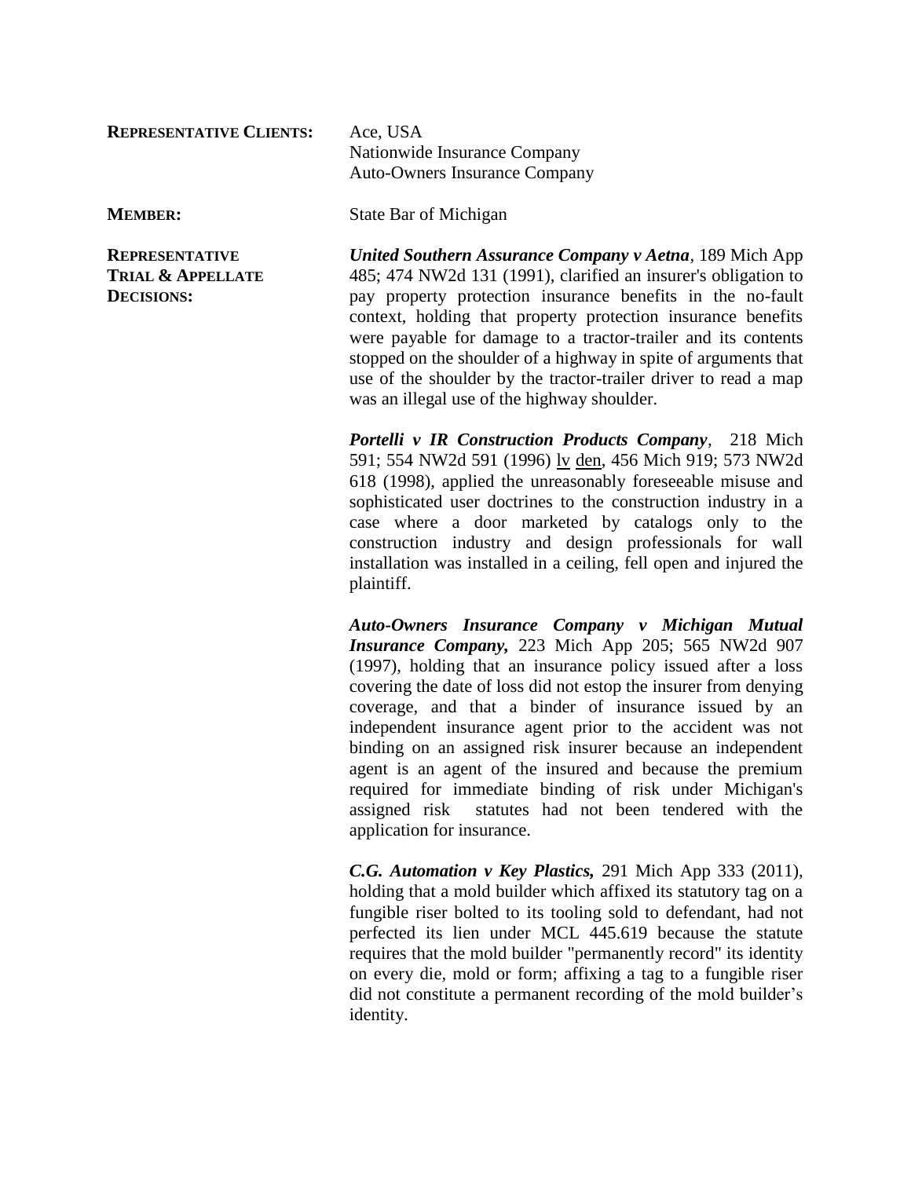**REPRESENTATIVE CLIENTS:** Ace, USA
Nationwide Insurance Company
Auto-Owners Insurance Company

**MEMBER:** State Bar of Michigan

**REPRESENTATIVE TRIAL & APPELLATE DECISIONS:**

***United Southern Assurance Company v Aetna***, 189 Mich App 485; 474 NW2d 131 (1991), clarified an insurer's obligation to pay property protection insurance benefits in the no-fault context, holding that property protection insurance benefits were payable for damage to a tractor-trailer and its contents stopped on the shoulder of a highway in spite of arguments that use of the shoulder by the tractor-trailer driver to read a map was an illegal use of the highway shoulder.

***Portelli v IR Construction Products Company***, 218 Mich 591; 554 NW2d 591 (1996) lv den, 456 Mich 919; 573 NW2d 618 (1998), applied the unreasonably foreseeable misuse and sophisticated user doctrines to the construction industry in a case where a door marketed by catalogs only to the construction industry and design professionals for wall installation was installed in a ceiling, fell open and injured the plaintiff.

***Auto-Owners Insurance Company v Michigan Mutual Insurance Company,*** 223 Mich App 205; 565 NW2d 907 (1997), holding that an insurance policy issued after a loss covering the date of loss did not estop the insurer from denying coverage, and that a binder of insurance issued by an independent insurance agent prior to the accident was not binding on an assigned risk insurer because an independent agent is an agent of the insured and because the premium required for immediate binding of risk under Michigan's assigned risk statutes had not been tendered with the application for insurance.

***C.G. Automation v Key Plastics,*** 291 Mich App 333 (2011), holding that a mold builder which affixed its statutory tag on a fungible riser bolted to its tooling sold to defendant, had not perfected its lien under MCL 445.619 because the statute requires that the mold builder "permanently record" its identity on every die, mold or form; affixing a tag to a fungible riser did not constitute a permanent recording of the mold builder's identity.